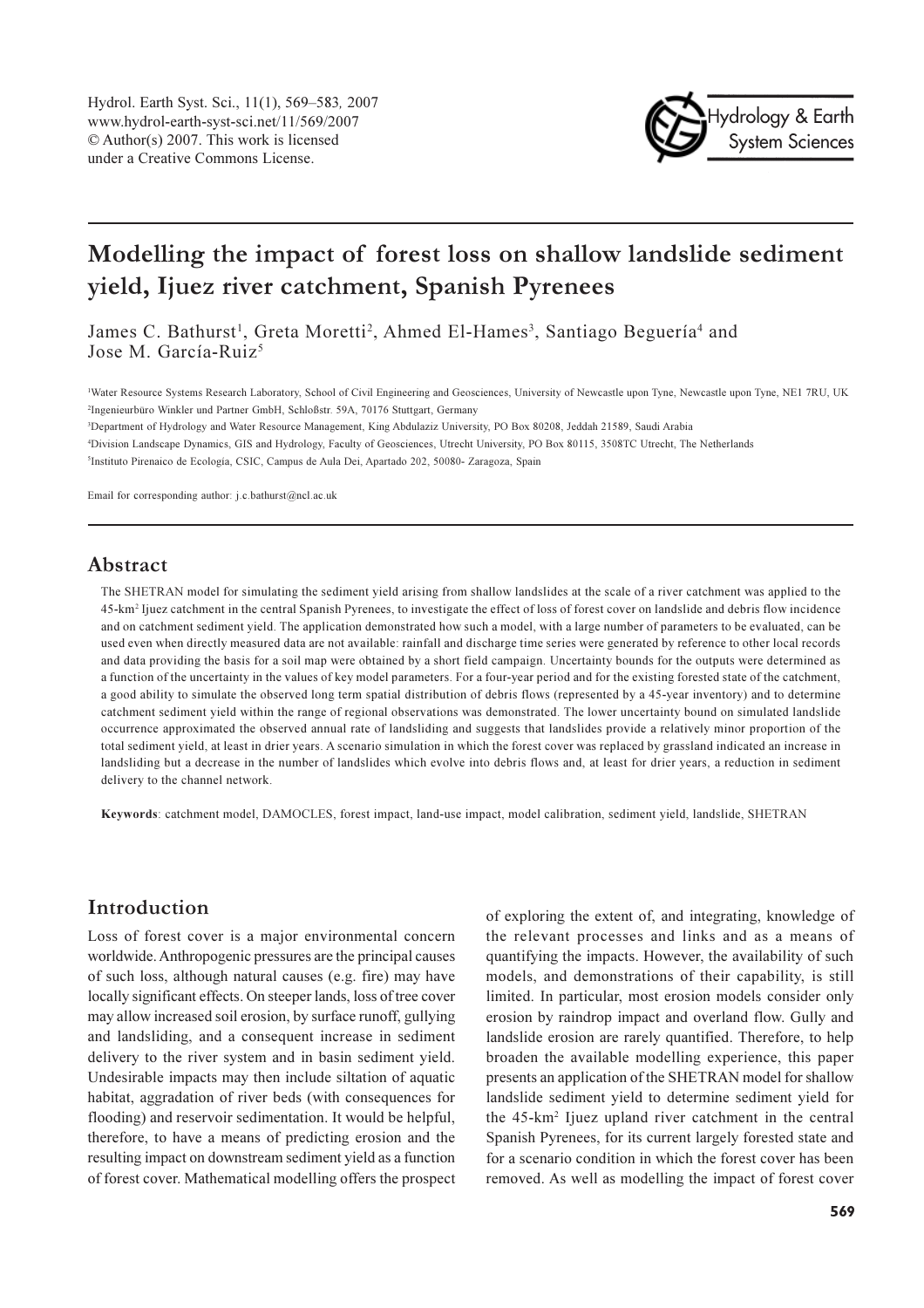# Modelling the impact of forest loss on shallow landslide sediment yield, Ijuez river catchment, Spanish Pyrenees

James C. Bathurst[1], Greta Moretti[2], Ahmed El-Hames[3], Santiago Beguería[4] and Jose M. García-Ruiz[5]

[1]Water Resource Systems Research Laboratory, School of Civil Engineering and Geosciences, University of Newcastle upon Tyne, Newcastle upon Tyne, NE1 7RU, UK
[2]Ingenieurbüro Winkler und Partner GmbH, Schloßstr. 59A, 70176 Stuttgart, Germany
[3]Department of Hydrology and Water Resource Management, King Abdulaziz University, PO Box 80208, Jeddah 21589, Saudi Arabia
[4]Division Landscape Dynamics, GIS and Hydrology, Faculty of Geosciences, Utrecht University, PO Box 80115, 3508TC Utrecht, The Netherlands
[5]Instituto Pirenaico de Ecología, CSIC, Campus de Aula Dei, Apartado 202, 50080- Zaragoza, Spain

Email for corresponding author: j.c.bathurst@ncl.ac.uk

## Abstract

The SHETRAN model for simulating the sediment yield arising from shallow landslides at the scale of a river catchment was applied to the 45-km$^2$ Ijuez catchment in the central Spanish Pyrenees, to investigate the effect of loss of forest cover on landslide and debris flow incidence and on catchment sediment yield. The application demonstrated how such a model, with a large number of parameters to be evaluated, can be used even when directly measured data are not available: rainfall and discharge time series were generated by reference to other local records and data providing the basis for a soil map were obtained by a short field campaign. Uncertainty bounds for the outputs were determined as a function of the uncertainty in the values of key model parameters. For a four-year period and for the existing forested state of the catchment, a good ability to simulate the observed long term spatial distribution of debris flows (represented by a 45-year inventory) and to determine catchment sediment yield within the range of regional observations was demonstrated. The lower uncertainty bound on simulated landslide occurrence approximated the observed annual rate of landsliding and suggests that landslides provide a relatively minor proportion of the total sediment yield, at least in drier years. A scenario simulation in which the forest cover was replaced by grassland indicated an increase in landsliding but a decrease in the number of landslides which evolve into debris flows and, at least for drier years, a reduction in sediment delivery to the channel network.

**Keywords**: catchment model, DAMOCLES, forest impact, land-use impact, model calibration, sediment yield, landslide, SHETRAN

## Introduction

Loss of forest cover is a major environmental concern worldwide. Anthropogenic pressures are the principal causes of such loss, although natural causes (e.g. fire) may have locally significant effects. On steeper lands, loss of tree cover may allow increased soil erosion, by surface runoff, gullying and landsliding, and a consequent increase in sediment delivery to the river system and in basin sediment yield. Undesirable impacts may then include siltation of aquatic habitat, aggradation of river beds (with consequences for flooding) and reservoir sedimentation. It would be helpful, therefore, to have a means of predicting erosion and the resulting impact on downstream sediment yield as a function of forest cover. Mathematical modelling offers the prospect of exploring the extent of, and integrating, knowledge of the relevant processes and links and as a means of quantifying the impacts. However, the availability of such models, and demonstrations of their capability, is still limited. In particular, most erosion models consider only erosion by raindrop impact and overland flow. Gully and landslide erosion are rarely quantified. Therefore, to help broaden the available modelling experience, this paper presents an application of the SHETRAN model for shallow landslide sediment yield to determine sediment yield for the 45-km$^2$ Ijuez upland river catchment in the central Spanish Pyrenees, for its current largely forested state and for a scenario condition in which the forest cover has been removed. As well as modelling the impact of forest cover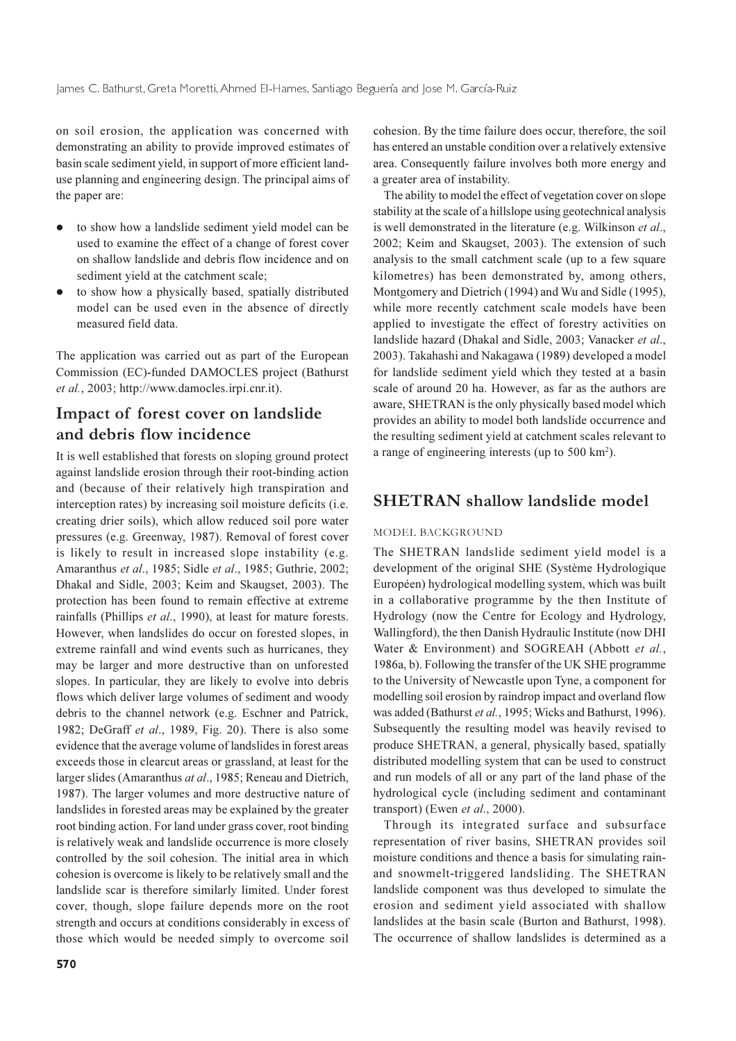on soil erosion, the application was concerned with demonstrating an ability to provide improved estimates of basin scale sediment yield, in support of more efficient land-use planning and engineering design. The principal aims of the paper are:

- to show how a landslide sediment yield model can be used to examine the effect of a change of forest cover on shallow landslide and debris flow incidence and on sediment yield at the catchment scale;
- to show how a physically based, spatially distributed model can be used even in the absence of directly measured field data.

The application was carried out as part of the European Commission (EC)-funded DAMOCLES project (Bathurst *et al.*, 2003; http://www.damocles.irpi.cnr.it).

## Impact of forest cover on landslide and debris flow incidence

It is well established that forests on sloping ground protect against landslide erosion through their root-binding action and (because of their relatively high transpiration and interception rates) by increasing soil moisture deficits (i.e. creating drier soils), which allow reduced soil pore water pressures (e.g. Greenway, 1987). Removal of forest cover is likely to result in increased slope instability (e.g. Amaranthus *et al*., 1985; Sidle *et al*., 1985; Guthrie, 2002; Dhakal and Sidle, 2003; Keim and Skaugset, 2003). The protection has been found to remain effective at extreme rainfalls (Phillips *et al*., 1990), at least for mature forests. However, when landslides do occur on forested slopes, in extreme rainfall and wind events such as hurricanes, they may be larger and more destructive than on unforested slopes. In particular, they are likely to evolve into debris flows which deliver large volumes of sediment and woody debris to the channel network (e.g. Eschner and Patrick, 1982; DeGraff *et al*., 1989, Fig. 20). There is also some evidence that the average volume of landslides in forest areas exceeds those in clearcut areas or grassland, at least for the larger slides (Amaranthus *at al*., 1985; Reneau and Dietrich, 1987). The larger volumes and more destructive nature of landslides in forested areas may be explained by the greater root binding action. For land under grass cover, root binding is relatively weak and landslide occurrence is more closely controlled by the soil cohesion. The initial area in which cohesion is overcome is likely to be relatively small and the landslide scar is therefore similarly limited. Under forest cover, though, slope failure depends more on the root strength and occurs at conditions considerably in excess of those which would be needed simply to overcome soil cohesion. By the time failure does occur, therefore, the soil has entered an unstable condition over a relatively extensive area. Consequently failure involves both more energy and a greater area of instability.

The ability to model the effect of vegetation cover on slope stability at the scale of a hillslope using geotechnical analysis is well demonstrated in the literature (e.g. Wilkinson *et al*., 2002; Keim and Skaugset, 2003). The extension of such analysis to the small catchment scale (up to a few square kilometres) has been demonstrated by, among others, Montgomery and Dietrich (1994) and Wu and Sidle (1995), while more recently catchment scale models have been applied to investigate the effect of forestry activities on landslide hazard (Dhakal and Sidle, 2003; Vanacker *et al*., 2003). Takahashi and Nakagawa (1989) developed a model for landslide sediment yield which they tested at a basin scale of around 20 ha. However, as far as the authors are aware, SHETRAN is the only physically based model which provides an ability to model both landslide occurrence and the resulting sediment yield at catchment scales relevant to a range of engineering interests (up to 500 km$^2$).

## SHETRAN shallow landslide model

### MODEL BACKGROUND

The SHETRAN landslide sediment yield model is a development of the original SHE (Système Hydrologique Européen) hydrological modelling system, which was built in a collaborative programme by the then Institute of Hydrology (now the Centre for Ecology and Hydrology, Wallingford), the then Danish Hydraulic Institute (now DHI Water & Environment) and SOGREAH (Abbott *et al.*, 1986a, b). Following the transfer of the UK SHE programme to the University of Newcastle upon Tyne, a component for modelling soil erosion by raindrop impact and overland flow was added (Bathurst *et al.*, 1995; Wicks and Bathurst, 1996). Subsequently the resulting model was heavily revised to produce SHETRAN, a general, physically based, spatially distributed modelling system that can be used to construct and run models of all or any part of the land phase of the hydrological cycle (including sediment and contaminant transport) (Ewen *et al*., 2000).

Through its integrated surface and subsurface representation of river basins, SHETRAN provides soil moisture conditions and thence a basis for simulating rain- and snowmelt-triggered landsliding. The SHETRAN landslide component was thus developed to simulate the erosion and sediment yield associated with shallow landslides at the basin scale (Burton and Bathurst, 1998). The occurrence of shallow landslides is determined as a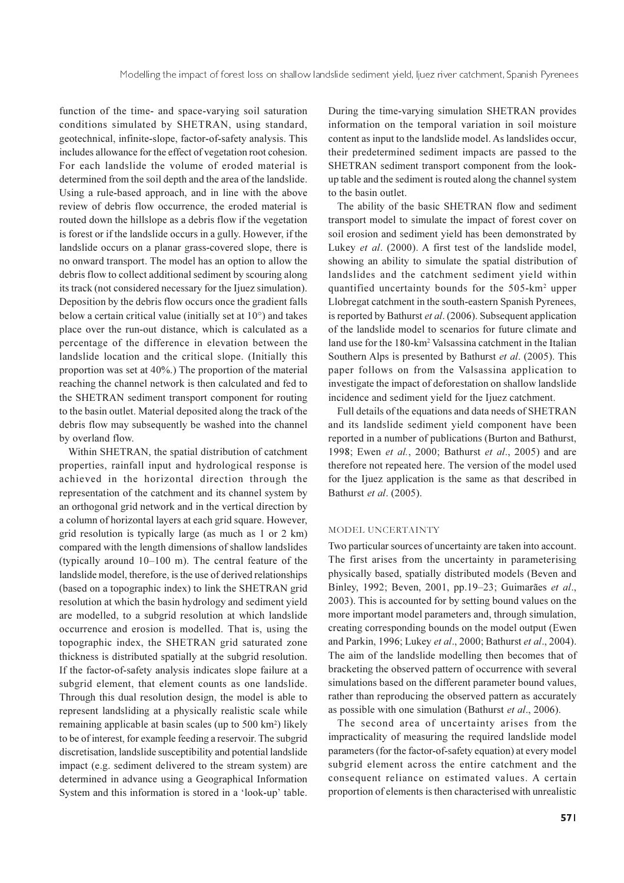function of the time- and space-varying soil saturation conditions simulated by SHETRAN, using standard, geotechnical, infinite-slope, factor-of-safety analysis. This includes allowance for the effect of vegetation root cohesion. For each landslide the volume of eroded material is determined from the soil depth and the area of the landslide. Using a rule-based approach, and in line with the above review of debris flow occurrence, the eroded material is routed down the hillslope as a debris flow if the vegetation is forest or if the landslide occurs in a gully. However, if the landslide occurs on a planar grass-covered slope, there is no onward transport. The model has an option to allow the debris flow to collect additional sediment by scouring along its track (not considered necessary for the Ijuez simulation). Deposition by the debris flow occurs once the gradient falls below a certain critical value (initially set at 10°) and takes place over the run-out distance, which is calculated as a percentage of the difference in elevation between the landslide location and the critical slope. (Initially this proportion was set at 40%.) The proportion of the material reaching the channel network is then calculated and fed to the SHETRAN sediment transport component for routing to the basin outlet. Material deposited along the track of the debris flow may subsequently be washed into the channel by overland flow.

Within SHETRAN, the spatial distribution of catchment properties, rainfall input and hydrological response is achieved in the horizontal direction through the representation of the catchment and its channel system by an orthogonal grid network and in the vertical direction by a column of horizontal layers at each grid square. However, grid resolution is typically large (as much as 1 or 2 km) compared with the length dimensions of shallow landslides (typically around 10–100 m). The central feature of the landslide model, therefore, is the use of derived relationships (based on a topographic index) to link the SHETRAN grid resolution at which the basin hydrology and sediment yield are modelled, to a subgrid resolution at which landslide occurrence and erosion is modelled. That is, using the topographic index, the SHETRAN grid saturated zone thickness is distributed spatially at the subgrid resolution. If the factor-of-safety analysis indicates slope failure at a subgrid element, that element counts as one landslide. Through this dual resolution design, the model is able to represent landsliding at a physically realistic scale while remaining applicable at basin scales (up to 500 km$^2$) likely to be of interest, for example feeding a reservoir. The subgrid discretisation, landslide susceptibility and potential landslide impact (e.g. sediment delivered to the stream system) are determined in advance using a Geographical Information System and this information is stored in a 'look-up' table. During the time-varying simulation SHETRAN provides information on the temporal variation in soil moisture content as input to the landslide model. As landslides occur, their predetermined sediment impacts are passed to the SHETRAN sediment transport component from the look-up table and the sediment is routed along the channel system to the basin outlet.

The ability of the basic SHETRAN flow and sediment transport model to simulate the impact of forest cover on soil erosion and sediment yield has been demonstrated by Lukey *et al*. (2000). A first test of the landslide model, showing an ability to simulate the spatial distribution of landslides and the catchment sediment yield within quantified uncertainty bounds for the 505-km$^2$ upper Llobregat catchment in the south-eastern Spanish Pyrenees, is reported by Bathurst *et al*. (2006). Subsequent application of the landslide model to scenarios for future climate and land use for the 180-km$^2$ Valsassina catchment in the Italian Southern Alps is presented by Bathurst *et al*. (2005). This paper follows on from the Valsassina application to investigate the impact of deforestation on shallow landslide incidence and sediment yield for the Ijuez catchment.

Full details of the equations and data needs of SHETRAN and its landslide sediment yield component have been reported in a number of publications (Burton and Bathurst, 1998; Ewen *et al.*, 2000; Bathurst *et al*., 2005) and are therefore not repeated here. The version of the model used for the Ijuez application is the same as that described in Bathurst *et al*. (2005).

## MODEL UNCERTAINTY

Two particular sources of uncertainty are taken into account. The first arises from the uncertainty in parameterising physically based, spatially distributed models (Beven and Binley, 1992; Beven, 2001, pp.19–23; Guimarães *et al*., 2003). This is accounted for by setting bound values on the more important model parameters and, through simulation, creating corresponding bounds on the model output (Ewen and Parkin, 1996; Lukey *et al*., 2000; Bathurst *et al*., 2004). The aim of the landslide modelling then becomes that of bracketing the observed pattern of occurrence with several simulations based on the different parameter bound values, rather than reproducing the observed pattern as accurately as possible with one simulation (Bathurst *et al*., 2006).

The second area of uncertainty arises from the impracticality of measuring the required landslide model parameters (for the factor-of-safety equation) at every model subgrid element across the entire catchment and the consequent reliance on estimated values. A certain proportion of elements is then characterised with unrealistic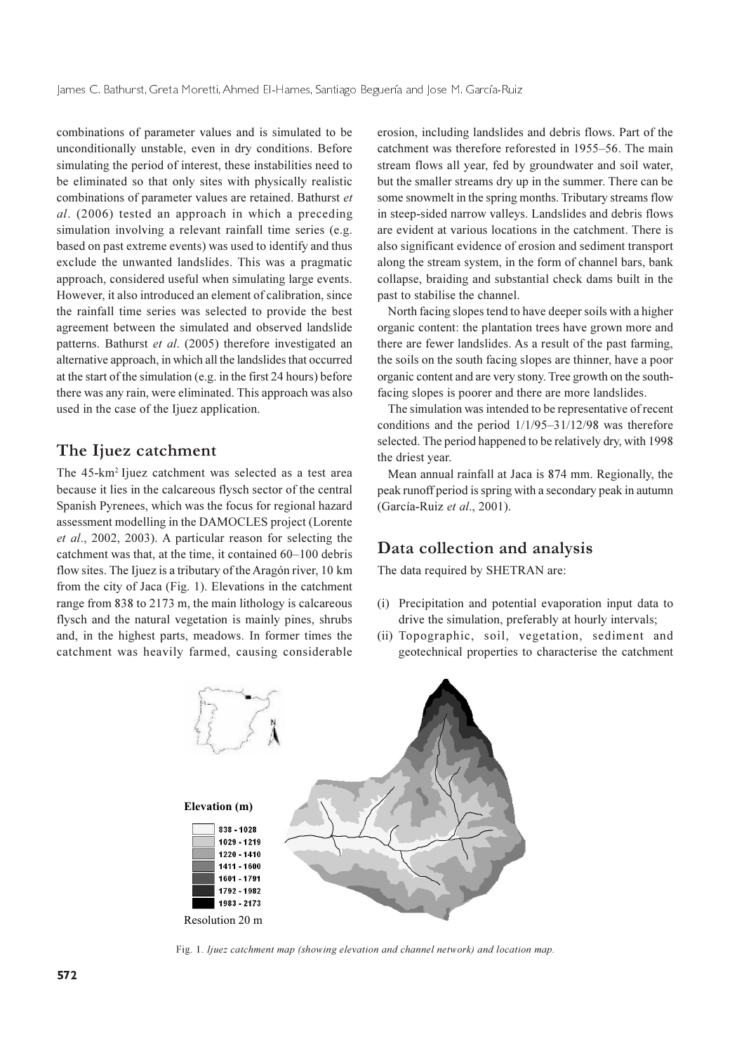combinations of parameter values and is simulated to be unconditionally unstable, even in dry conditions. Before simulating the period of interest, these instabilities need to be eliminated so that only sites with physically realistic combinations of parameter values are retained. Bathurst *et al*. (2006) tested an approach in which a preceding simulation involving a relevant rainfall time series (e.g. based on past extreme events) was used to identify and thus exclude the unwanted landslides. This was a pragmatic approach, considered useful when simulating large events. However, it also introduced an element of calibration, since the rainfall time series was selected to provide the best agreement between the simulated and observed landslide patterns. Bathurst *et al*. (2005) therefore investigated an alternative approach, in which all the landslides that occurred at the start of the simulation (e.g. in the first 24 hours) before there was any rain, were eliminated. This approach was also used in the case of the Ijuez application.

## The Ijuez catchment

The 45-km$^2$ Ijuez catchment was selected as a test area because it lies in the calcareous flysch sector of the central Spanish Pyrenees, which was the focus for regional hazard assessment modelling in the DAMOCLES project (Lorente *et al*., 2002, 2003). A particular reason for selecting the catchment was that, at the time, it contained 60–100 debris flow sites. The Ijuez is a tributary of the Aragón river, 10 km from the city of Jaca (Fig. 1). Elevations in the catchment range from 838 to 2173 m, the main lithology is calcareous flysch and the natural vegetation is mainly pines, shrubs and, in the highest parts, meadows. In former times the catchment was heavily farmed, causing considerable erosion, including landslides and debris flows. Part of the catchment was therefore reforested in 1955–56. The main stream flows all year, fed by groundwater and soil water, but the smaller streams dry up in the summer. There can be some snowmelt in the spring months. Tributary streams flow in steep-sided narrow valleys. Landslides and debris flows are evident at various locations in the catchment. There is also significant evidence of erosion and sediment transport along the stream system, in the form of channel bars, bank collapse, braiding and substantial check dams built in the past to stabilise the channel.

North facing slopes tend to have deeper soils with a higher organic content: the plantation trees have grown more and there are fewer landslides. As a result of the past farming, the soils on the south facing slopes are thinner, have a poor organic content and are very stony. Tree growth on the south-facing slopes is poorer and there are more landslides.

The simulation was intended to be representative of recent conditions and the period 1/1/95–31/12/98 was therefore selected. The period happened to be relatively dry, with 1998 the driest year.

Mean annual rainfall at Jaca is 874 mm. Regionally, the peak runoff period is spring with a secondary peak in autumn (García-Ruiz *et al*., 2001).

## Data collection and analysis

The data required by SHETRAN are:

(i) Precipitation and potential evaporation input data to drive the simulation, preferably at hourly intervals;
(ii) Topographic, soil, vegetation, sediment and geotechnical properties to characterise the catchment

Fig. 1. *Ijuez catchment map (showing elevation and channel network) and location map.*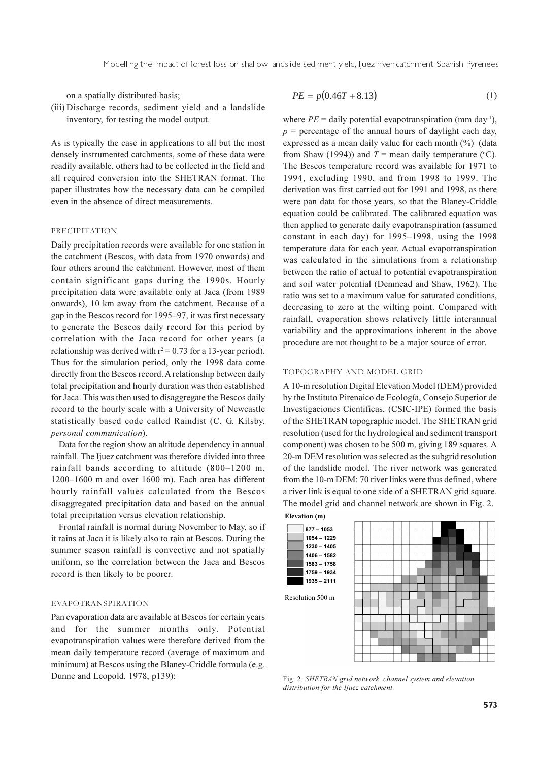on a spatially distributed basis;

(iii) Discharge records, sediment yield and a landslide inventory, for testing the model output.

As is typically the case in applications to all but the most densely instrumented catchments, some of these data were readily available, others had to be collected in the field and all required conversion into the SHETRAN format. The paper illustrates how the necessary data can be compiled even in the absence of direct measurements.

## PRECIPITATION

Daily precipitation records were available for one station in the catchment (Bescos, with data from 1970 onwards) and four others around the catchment. However, most of them contain significant gaps during the 1990s. Hourly precipitation data were available only at Jaca (from 1989 onwards), 10 km away from the catchment. Because of a gap in the Bescos record for 1995–97, it was first necessary to generate the Bescos daily record for this period by correlation with the Jaca record for other years (a relationship was derived with $r^2 = 0.73$ for a 13-year period). Thus for the simulation period, only the 1998 data come directly from the Bescos record. A relationship between daily total precipitation and hourly duration was then established for Jaca. This was then used to disaggregate the Bescos daily record to the hourly scale with a University of Newcastle statistically based code called Raindist (C. G. Kilsby, *personal communication*).

Data for the region show an altitude dependency in annual rainfall. The Ijuez catchment was therefore divided into three rainfall bands according to altitude (800–1200 m, 1200–1600 m and over 1600 m). Each area has different hourly rainfall values calculated from the Bescos disaggregated precipitation data and based on the annual total precipitation versus elevation relationship.

Frontal rainfall is normal during November to May, so if it rains at Jaca it is likely also to rain at Bescos. During the summer season rainfall is convective and not spatially uniform, so the correlation between the Jaca and Bescos record is then likely to be poorer.

## EVAPOTRANSPIRATION

Pan evaporation data are available at Bescos for certain years and for the summer months only. Potential evapotranspiration values were therefore derived from the mean daily temperature record (average of maximum and minimum) at Bescos using the Blaney-Criddle formula (e.g. Dunne and Leopold, 1978, p139):

$$PE = p(0.46T + 8.13) \tag{1}$$

where $PE$ = daily potential evapotranspiration (mm day$^{-1}$), $p$ = percentage of the annual hours of daylight each day, expressed as a mean daily value for each month (%) (data from Shaw (1994)) and $T$ = mean daily temperature (°C). The Bescos temperature record was available for 1971 to 1994, excluding 1990, and from 1998 to 1999. The derivation was first carried out for 1991 and 1998, as there were pan data for those years, so that the Blaney-Criddle equation could be calibrated. The calibrated equation was then applied to generate daily evapotranspiration (assumed constant in each day) for 1995–1998, using the 1998 temperature data for each year. Actual evapotranspiration was calculated in the simulations from a relationship between the ratio of actual to potential evapotranspiration and soil water potential (Denmead and Shaw, 1962). The ratio was set to a maximum value for saturated conditions, decreasing to zero at the wilting point. Compared with rainfall, evaporation shows relatively little interannual variability and the approximations inherent in the above procedure are not thought to be a major source of error.

## TOPOGRAPHY AND MODEL GRID

A 10-m resolution Digital Elevation Model (DEM) provided by the Instituto Pirenaico de Ecología, Consejo Superior de Investigaciones Cientificas, (CSIC-IPE) formed the basis of the SHETRAN topographic model. The SHETRAN grid resolution (used for the hydrological and sediment transport component) was chosen to be 500 m, giving 189 squares. A 20-m DEM resolution was selected as the subgrid resolution of the landslide model. The river network was generated from the 10-m DEM: 70 river links were thus defined, where a river link is equal to one side of a SHETRAN grid square. The model grid and channel network are shown in Fig. 2.

Elevation (m): 877 – 1053; 1054 – 1229; 1230 – 1405; 1406 – 1582; 1583 – 1758; 1759 – 1934; 1935 – 2111

Resolution 500 m

Fig. 2. *SHETRAN grid network, channel system and elevation distribution for the Ijuez catchment.*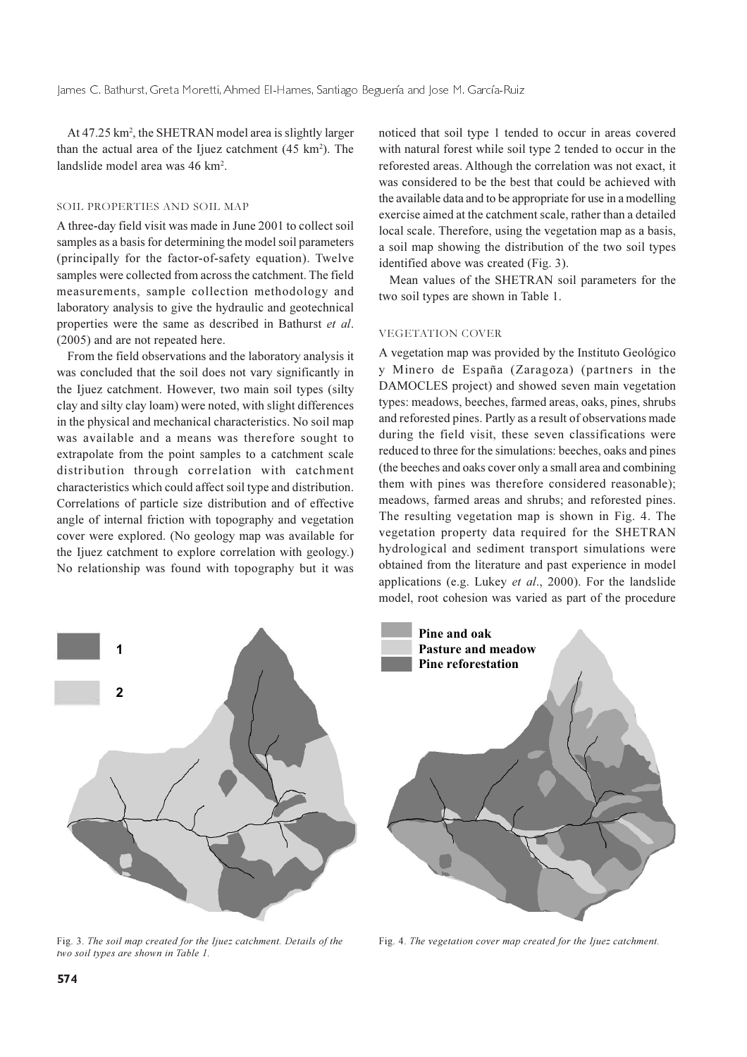At 47.25 km$^2$, the SHETRAN model area is slightly larger than the actual area of the Ijuez catchment (45 km$^2$). The landslide model area was 46 km$^2$.

## SOIL PROPERTIES AND SOIL MAP

A three-day field visit was made in June 2001 to collect soil samples as a basis for determining the model soil parameters (principally for the factor-of-safety equation). Twelve samples were collected from across the catchment. The field measurements, sample collection methodology and laboratory analysis to give the hydraulic and geotechnical properties were the same as described in Bathurst *et al*. (2005) and are not repeated here.

From the field observations and the laboratory analysis it was concluded that the soil does not vary significantly in the Ijuez catchment. However, two main soil types (silty clay and silty clay loam) were noted, with slight differences in the physical and mechanical characteristics. No soil map was available and a means was therefore sought to extrapolate from the point samples to a catchment scale distribution through correlation with catchment characteristics which could affect soil type and distribution. Correlations of particle size distribution and of effective angle of internal friction with topography and vegetation cover were explored. (No geology map was available for the Ijuez catchment to explore correlation with geology.) No relationship was found with topography but it was noticed that soil type 1 tended to occur in areas covered with natural forest while soil type 2 tended to occur in the reforested areas. Although the correlation was not exact, it was considered to be the best that could be achieved with the available data and to be appropriate for use in a modelling exercise aimed at the catchment scale, rather than a detailed local scale. Therefore, using the vegetation map as a basis, a soil map showing the distribution of the two soil types identified above was created (Fig. 3).

Mean values of the SHETRAN soil parameters for the two soil types are shown in Table 1.

## VEGETATION COVER

A vegetation map was provided by the Instituto Geológico y Minero de España (Zaragoza) (partners in the DAMOCLES project) and showed seven main vegetation types: meadows, beeches, farmed areas, oaks, pines, shrubs and reforested pines. Partly as a result of observations made during the field visit, these seven classifications were reduced to three for the simulations: beeches, oaks and pines (the beeches and oaks cover only a small area and combining them with pines was therefore considered reasonable); meadows, farmed areas and shrubs; and reforested pines. The resulting vegetation map is shown in Fig. 4. The vegetation property data required for the SHETRAN hydrological and sediment transport simulations were obtained from the literature and past experience in model applications (e.g. Lukey *et al*., 2000). For the landslide model, root cohesion was varied as part of the procedure

Fig. 3. *The soil map created for the Ijuez catchment. Details of the two soil types are shown in Table 1.*

Fig. 4. *The vegetation cover map created for the Ijuez catchment.*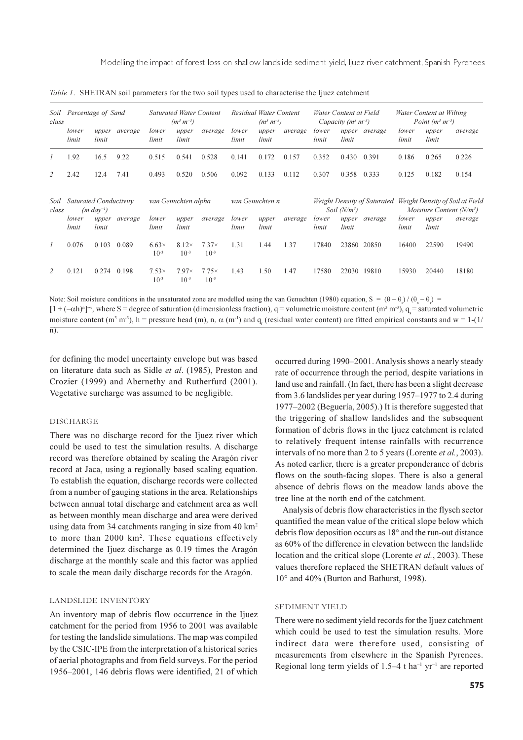*Table 1.* SHETRAN soil parameters for the two soil types used to characterise the Ijuez catchment

| Soil class | Percentage of Sand | | | Saturated Water Content ($m^3\ m^{-3}$) | | | Residual Water Content ($m^3\ m^{-3}$) | | | Water Content at Field Capacity ($m^3\ m^{-3}$) | | | Water Content at Wilting Point ($m^3\ m^{-3}$) | | |
|---|---|---|---|---|---|---|---|---|---|---|---|---|---|---|---|
| | lower limit | upper limit | average | lower limit | upper limit | average | lower limit | upper limit | average | lower limit | upper limit | average | lower limit | upper limit | average |
| 1 | 1.92 | 16.5 | 9.22 | 0.515 | 0.541 | 0.528 | 0.141 | 0.172 | 0.157 | 0.352 | 0.430 | 0.391 | 0.186 | 0.265 | 0.226 |
| 2 | 2.42 | 12.4 | 7.41 | 0.493 | 0.520 | 0.506 | 0.092 | 0.133 | 0.112 | 0.307 | 0.358 | 0.333 | 0.125 | 0.182 | 0.154 |

| Soil class | Saturated Conductivity ($m\ day^{-1}$) | | | van Genuchten alpha | | | van Genuchten n | | | Weight Density of Saturated Soil ($N/m^3$) | | | Weight Density of Soil at Field Moisture Content ($N/m^3$) | | |
|---|---|---|---|---|---|---|---|---|---|---|---|---|---|---|---|
| | lower limit | upper limit | average | lower limit | upper limit | average | lower limit | upper limit | average | lower limit | upper limit | average | lower limit | upper limit | average |
| 1 | 0.076 | 0.103 | 0.089 | $6.63\times10^{-3}$ | $8.12\times10^{-3}$ | $7.37\times10^{-3}$ | 1.31 | 1.44 | 1.37 | 17840 | 23860 | 20850 | 16400 | 22590 | 19490 |
| 2 | 0.121 | 0.274 | 0.198 | $7.53\times10^{-3}$ | $7.97\times10^{-3}$ | $7.75\times10^{-3}$ | 1.43 | 1.50 | 1.47 | 17580 | 22030 | 19810 | 15930 | 20440 | 18180 |

Note: Soil moisture conditions in the unsaturated zone are modelled using the van Genuchten (1980) equation, $S = (\theta - \theta_r) / (\theta_s - \theta_r) = [1 + (-\alpha h)^n]^{-w}$, where S = degree of saturation (dimensionless fraction), q = volumetric moisture content ($m^3\ m^{-3}$), $q_s$ = saturated volumetric moisture content ($m^3\ m^{-3}$), h = pressure head (m), n, $\alpha$ ($m^{-1}$) and $q_r$ (residual water content) are fitted empirical constants and w = 1-(1/n).

for defining the model uncertainty envelope but was based on literature data such as Sidle *et al*. (1985), Preston and Crozier (1999) and Abernethy and Rutherfurd (2001). Vegetative surcharge was assumed to be negligible.

## DISCHARGE

There was no discharge record for the Ijuez river which could be used to test the simulation results. A discharge record was therefore obtained by scaling the Aragón river record at Jaca, using a regionally based scaling equation. To establish the equation, discharge records were collected from a number of gauging stations in the area. Relationships between annual total discharge and catchment area as well as between monthly mean discharge and area were derived using data from 34 catchments ranging in size from 40 $km^2$ to more than 2000 $km^2$. These equations effectively determined the Ijuez discharge as 0.19 times the Aragón discharge at the monthly scale and this factor was applied to scale the mean daily discharge records for the Aragón.

## LANDSLIDE INVENTORY

An inventory map of debris flow occurrence in the Ijuez catchment for the period from 1956 to 2001 was available for testing the landslide simulations. The map was compiled by the CSIC-IPE from the interpretation of a historical series of aerial photographs and from field surveys. For the period 1956–2001, 146 debris flows were identified, 21 of which occurred during 1990–2001. Analysis shows a nearly steady rate of occurrence through the period, despite variations in land use and rainfall. (In fact, there has been a slight decrease from 3.6 landslides per year during 1957–1977 to 2.4 during 1977–2002 (Beguería, 2005).) It is therefore suggested that the triggering of shallow landslides and the subsequent formation of debris flows in the Ijuez catchment is related to relatively frequent intense rainfalls with recurrence intervals of no more than 2 to 5 years (Lorente *et al.*, 2003). As noted earlier, there is a greater preponderance of debris flows on the south-facing slopes. There is also a general absence of debris flows on the meadow lands above the tree line at the north end of the catchment.

Analysis of debris flow characteristics in the flysch sector quantified the mean value of the critical slope below which debris flow deposition occurs as 18° and the run-out distance as 60% of the difference in elevation between the landslide location and the critical slope (Lorente *et al.*, 2003). These values therefore replaced the SHETRAN default values of 10° and 40% (Burton and Bathurst, 1998).

## SEDIMENT YIELD

There were no sediment yield records for the Ijuez catchment which could be used to test the simulation results. More indirect data were therefore used, consisting of measurements from elsewhere in the Spanish Pyrenees. Regional long term yields of 1.5–4 t $ha^{-1}\ yr^{-1}$ are reported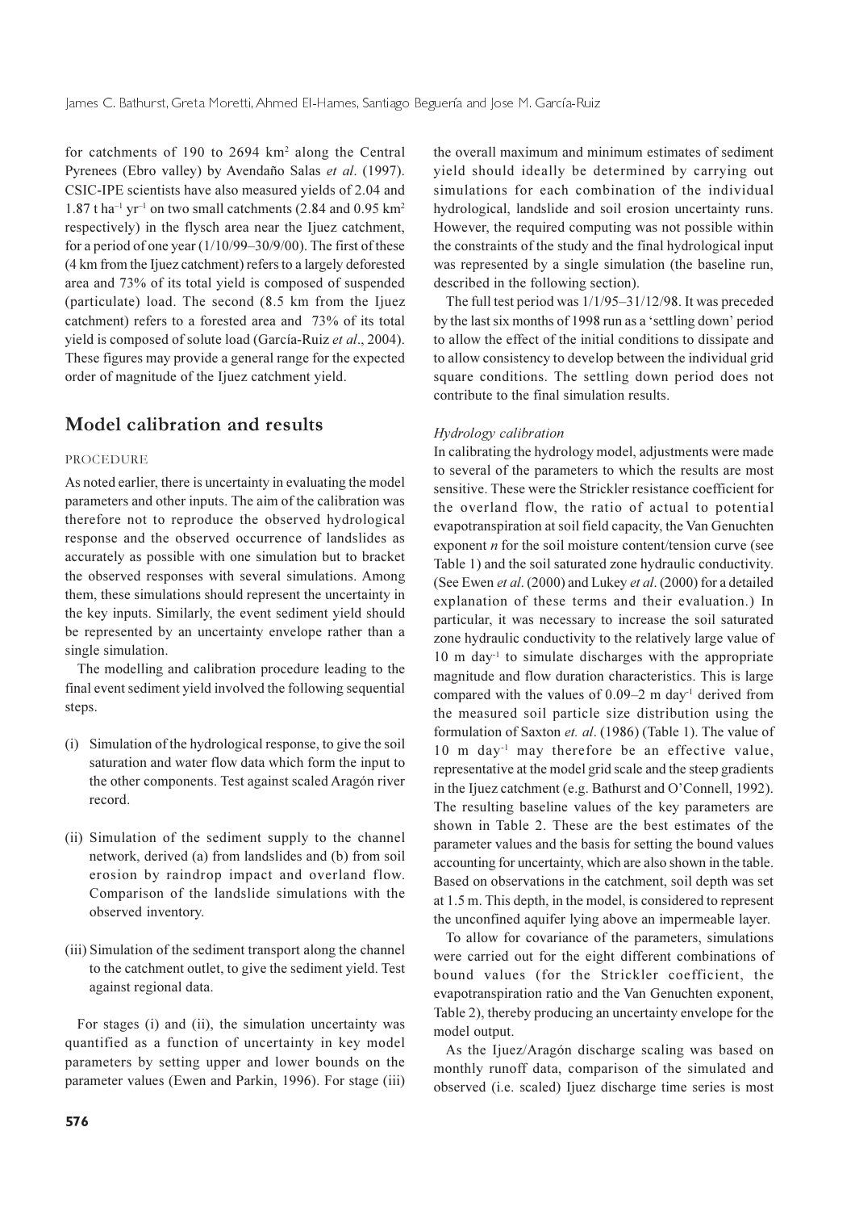for catchments of 190 to 2694 km$^2$ along the Central Pyrenees (Ebro valley) by Avendaño Salas *et al*. (1997). CSIC-IPE scientists have also measured yields of 2.04 and 1.87 t ha$^{-1}$ yr$^{-1}$ on two small catchments (2.84 and 0.95 km$^2$ respectively) in the flysch area near the Ijuez catchment, for a period of one year (1/10/99–30/9/00). The first of these (4 km from the Ijuez catchment) refers to a largely deforested area and 73% of its total yield is composed of suspended (particulate) load. The second (8.5 km from the Ijuez catchment) refers to a forested area and 73% of its total yield is composed of solute load (García-Ruiz *et al*., 2004). These figures may provide a general range for the expected order of magnitude of the Ijuez catchment yield.

## Model calibration and results

### PROCEDURE

As noted earlier, there is uncertainty in evaluating the model parameters and other inputs. The aim of the calibration was therefore not to reproduce the observed hydrological response and the observed occurrence of landslides as accurately as possible with one simulation but to bracket the observed responses with several simulations. Among them, these simulations should represent the uncertainty in the key inputs. Similarly, the event sediment yield should be represented by an uncertainty envelope rather than a single simulation.

The modelling and calibration procedure leading to the final event sediment yield involved the following sequential steps.

(i) Simulation of the hydrological response, to give the soil saturation and water flow data which form the input to the other components. Test against scaled Aragón river record.

(ii) Simulation of the sediment supply to the channel network, derived (a) from landslides and (b) from soil erosion by raindrop impact and overland flow. Comparison of the landslide simulations with the observed inventory.

(iii) Simulation of the sediment transport along the channel to the catchment outlet, to give the sediment yield. Test against regional data.

For stages (i) and (ii), the simulation uncertainty was quantified as a function of uncertainty in key model parameters by setting upper and lower bounds on the parameter values (Ewen and Parkin, 1996). For stage (iii) the overall maximum and minimum estimates of sediment yield should ideally be determined by carrying out simulations for each combination of the individual hydrological, landslide and soil erosion uncertainty runs. However, the required computing was not possible within the constraints of the study and the final hydrological input was represented by a single simulation (the baseline run, described in the following section).

The full test period was 1/1/95–31/12/98. It was preceded by the last six months of 1998 run as a 'settling down' period to allow the effect of the initial conditions to dissipate and to allow consistency to develop between the individual grid square conditions. The settling down period does not contribute to the final simulation results.

#### *Hydrology calibration*

In calibrating the hydrology model, adjustments were made to several of the parameters to which the results are most sensitive. These were the Strickler resistance coefficient for the overland flow, the ratio of actual to potential evapotranspiration at soil field capacity, the Van Genuchten exponent *n* for the soil moisture content/tension curve (see Table 1) and the soil saturated zone hydraulic conductivity. (See Ewen *et al*. (2000) and Lukey *et al*. (2000) for a detailed explanation of these terms and their evaluation.) In particular, it was necessary to increase the soil saturated zone hydraulic conductivity to the relatively large value of 10 m day$^{-1}$ to simulate discharges with the appropriate magnitude and flow duration characteristics. This is large compared with the values of 0.09–2 m day$^{-1}$ derived from the measured soil particle size distribution using the formulation of Saxton *et. al*. (1986) (Table 1). The value of 10 m day$^{-1}$ may therefore be an effective value, representative at the model grid scale and the steep gradients in the Ijuez catchment (e.g. Bathurst and O'Connell, 1992). The resulting baseline values of the key parameters are shown in Table 2. These are the best estimates of the parameter values and the basis for setting the bound values accounting for uncertainty, which are also shown in the table. Based on observations in the catchment, soil depth was set at 1.5 m. This depth, in the model, is considered to represent the unconfined aquifer lying above an impermeable layer.

To allow for covariance of the parameters, simulations were carried out for the eight different combinations of bound values (for the Strickler coefficient, the evapotranspiration ratio and the Van Genuchten exponent, Table 2), thereby producing an uncertainty envelope for the model output.

As the Ijuez/Aragón discharge scaling was based on monthly runoff data, comparison of the simulated and observed (i.e. scaled) Ijuez discharge time series is most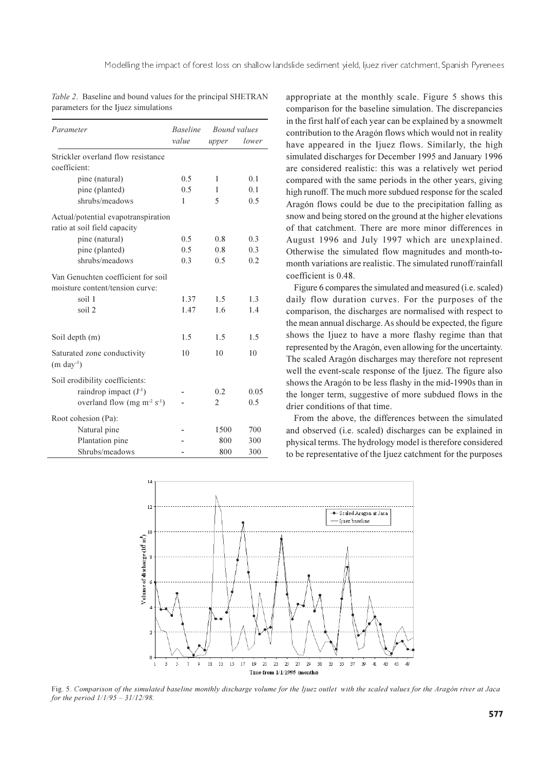*Table 2*. Baseline and bound values for the principal SHETRAN parameters for the Ijuez simulations

| *Parameter* | *Baseline value* | *Bound values upper* | *lower* |
|---|---|---|---|
| Strickler overland flow resistance coefficient: | | | |
| pine (natural) | 0.5 | 1 | 0.1 |
| pine (planted) | 0.5 | 1 | 0.1 |
| shrubs/meadows | 1 | 5 | 0.5 |
| Actual/potential evapotranspiration ratio at soil field capacity | | | |
| pine (natural) | 0.5 | 0.8 | 0.3 |
| pine (planted) | 0.5 | 0.8 | 0.3 |
| shrubs/meadows | 0.3 | 0.5 | 0.2 |
| Van Genuchten coefficient for soil moisture content/tension curve: | | | |
| soil 1 | 1.37 | 1.5 | 1.3 |
| soil 2 | 1.47 | 1.6 | 1.4 |
| Soil depth (m) | 1.5 | 1.5 | 1.5 |
| Saturated zone conductivity (m $day^{-1}$) | 10 | 10 | 10 |
| Soil erodibility coefficients: | | | |
| raindrop impact ($J^{-1}$) | - | 0.2 | 0.05 |
| overland flow (mg $m^{-2}$ $s^{-1}$) | - | 2 | 0.5 |
| Root cohesion (Pa): | | | |
| Natural pine | - | 1500 | 700 |
| Plantation pine | - | 800 | 300 |
| Shrubs/meadows | - | 800 | 300 |

appropriate at the monthly scale. Figure 5 shows this comparison for the baseline simulation. The discrepancies in the first half of each year can be explained by a snowmelt contribution to the Aragón flows which would not in reality have appeared in the Ijuez flows. Similarly, the high simulated discharges for December 1995 and January 1996 are considered realistic: this was a relatively wet period compared with the same periods in the other years, giving high runoff. The much more subdued response for the scaled Aragón flows could be due to the precipitation falling as snow and being stored on the ground at the higher elevations of that catchment. There are more minor differences in August 1996 and July 1997 which are unexplained. Otherwise the simulated flow magnitudes and month-to-month variations are realistic. The simulated runoff/rainfall coefficient is 0.48.

Figure 6 compares the simulated and measured (i.e. scaled) daily flow duration curves. For the purposes of the comparison, the discharges are normalised with respect to the mean annual discharge. As should be expected, the figure shows the Ijuez to have a more flashy regime than that represented by the Aragón, even allowing for the uncertainty. The scaled Aragón discharges may therefore not represent well the event-scale response of the Ijuez. The figure also shows the Aragón to be less flashy in the mid-1990s than in the longer term, suggestive of more subdued flows in the drier conditions of that time.

From the above, the differences between the simulated and observed (i.e. scaled) discharges can be explained in physical terms. The hydrology model is therefore considered to be representative of the Ijuez catchment for the purposes

Fig. 5. *Comparison of the simulated baseline monthly discharge volume for the Ijuez outlet with the scaled values for the Aragón river at Jaca for the period 1/1/95 – 31/12/98.*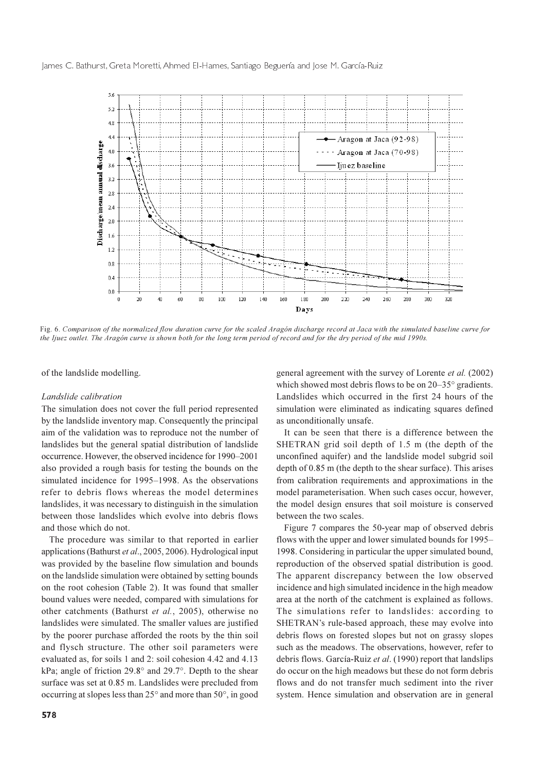Fig. 6. *Comparison of the normalized flow duration curve for the scaled Aragón discharge record at Jaca with the simulated baseline curve for the Ijuez outlet. The Aragón curve is shown both for the long term period of record and for the dry period of the mid 1990s.*

of the landslide modelling.

*Landslide calibration*

The simulation does not cover the full period represented by the landslide inventory map. Consequently the principal aim of the validation was to reproduce not the number of landslides but the general spatial distribution of landslide occurrence. However, the observed incidence for 1990–2001 also provided a rough basis for testing the bounds on the simulated incidence for 1995–1998. As the observations refer to debris flows whereas the model determines landslides, it was necessary to distinguish in the simulation between those landslides which evolve into debris flows and those which do not.

The procedure was similar to that reported in earlier applications (Bathurst *et al*., 2005, 2006). Hydrological input was provided by the baseline flow simulation and bounds on the landslide simulation were obtained by setting bounds on the root cohesion (Table 2). It was found that smaller bound values were needed, compared with simulations for other catchments (Bathurst *et al.*, 2005), otherwise no landslides were simulated. The smaller values are justified by the poorer purchase afforded the roots by the thin soil and flysch structure. The other soil parameters were evaluated as, for soils 1 and 2: soil cohesion 4.42 and 4.13 kPa; angle of friction 29.8° and 29.7°. Depth to the shear surface was set at 0.85 m. Landslides were precluded from occurring at slopes less than 25° and more than 50°, in good general agreement with the survey of Lorente *et al.* (2002) which showed most debris flows to be on 20–35° gradients. Landslides which occurred in the first 24 hours of the simulation were eliminated as indicating squares defined as unconditionally unsafe.

It can be seen that there is a difference between the SHETRAN grid soil depth of 1.5 m (the depth of the unconfined aquifer) and the landslide model subgrid soil depth of 0.85 m (the depth to the shear surface). This arises from calibration requirements and approximations in the model parameterisation. When such cases occur, however, the model design ensures that soil moisture is conserved between the two scales.

Figure 7 compares the 50-year map of observed debris flows with the upper and lower simulated bounds for 1995–1998. Considering in particular the upper simulated bound, reproduction of the observed spatial distribution is good. The apparent discrepancy between the low observed incidence and high simulated incidence in the high meadow area at the north of the catchment is explained as follows. The simulations refer to landslides: according to SHETRAN's rule-based approach, these may evolve into debris flows on forested slopes but not on grassy slopes such as the meadows. The observations, however, refer to debris flows. García-Ruiz *et al*. (1990) report that landslips do occur on the high meadows but these do not form debris flows and do not transfer much sediment into the river system. Hence simulation and observation are in general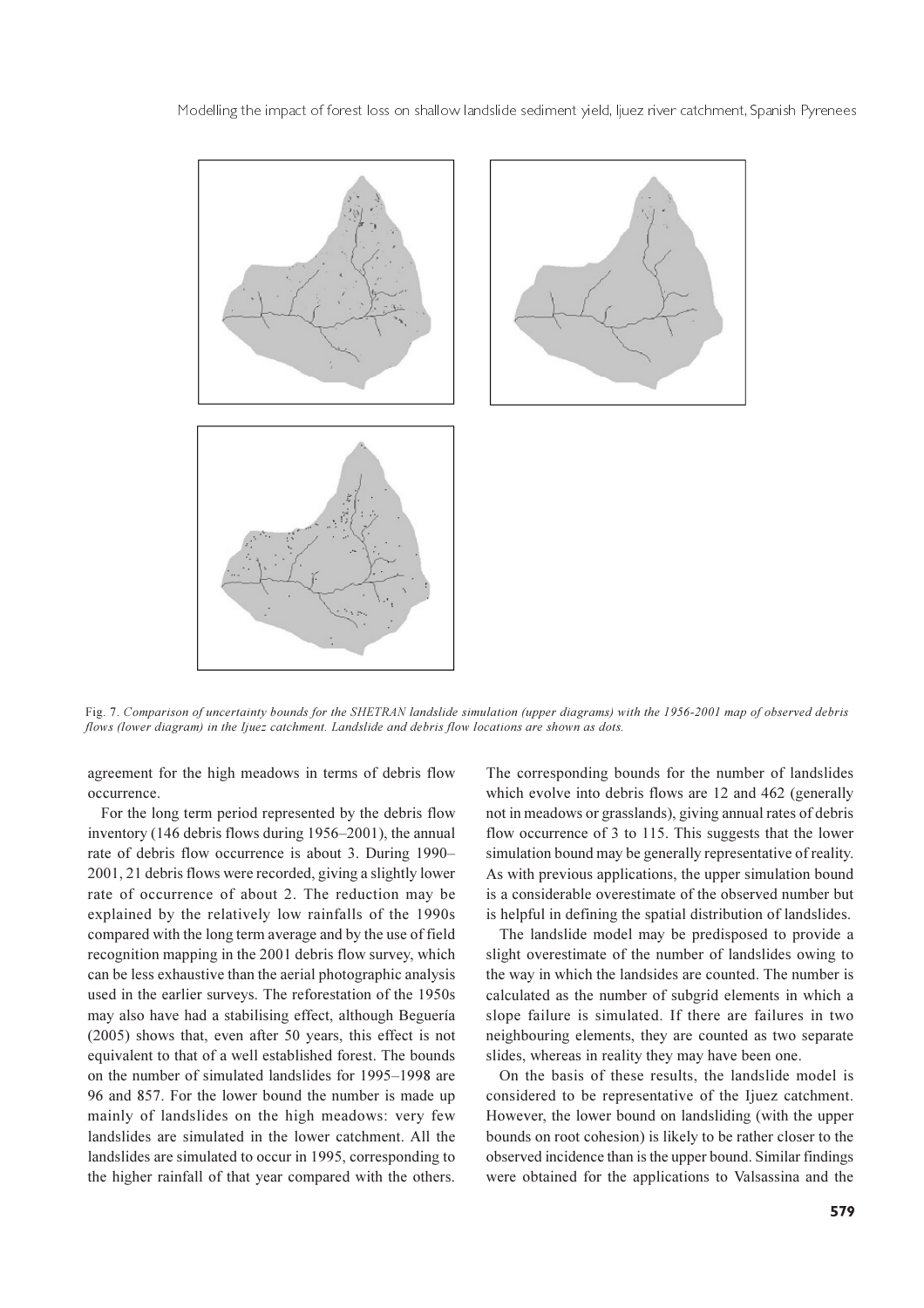Fig. 7. *Comparison of uncertainty bounds for the SHETRAN landslide simulation (upper diagrams) with the 1956-2001 map of observed debris flows (lower diagram) in the Ijuez catchment. Landslide and debris flow locations are shown as dots.*

agreement for the high meadows in terms of debris flow occurrence.

For the long term period represented by the debris flow inventory (146 debris flows during 1956–2001), the annual rate of debris flow occurrence is about 3. During 1990–2001, 21 debris flows were recorded, giving a slightly lower rate of occurrence of about 2. The reduction may be explained by the relatively low rainfalls of the 1990s compared with the long term average and by the use of field recognition mapping in the 2001 debris flow survey, which can be less exhaustive than the aerial photographic analysis used in the earlier surveys. The reforestation of the 1950s may also have had a stabilising effect, although Beguería (2005) shows that, even after 50 years, this effect is not equivalent to that of a well established forest. The bounds on the number of simulated landslides for 1995–1998 are 96 and 857. For the lower bound the number is made up mainly of landslides on the high meadows: very few landslides are simulated in the lower catchment. All the landslides are simulated to occur in 1995, corresponding to the higher rainfall of that year compared with the others. The corresponding bounds for the number of landslides which evolve into debris flows are 12 and 462 (generally not in meadows or grasslands), giving annual rates of debris flow occurrence of 3 to 115. This suggests that the lower simulation bound may be generally representative of reality. As with previous applications, the upper simulation bound is a considerable overestimate of the observed number but is helpful in defining the spatial distribution of landslides.

The landslide model may be predisposed to provide a slight overestimate of the number of landslides owing to the way in which the landsides are counted. The number is calculated as the number of subgrid elements in which a slope failure is simulated. If there are failures in two neighbouring elements, they are counted as two separate slides, whereas in reality they may have been one.

On the basis of these results, the landslide model is considered to be representative of the Ijuez catchment. However, the lower bound on landsliding (with the upper bounds on root cohesion) is likely to be rather closer to the observed incidence than is the upper bound. Similar findings were obtained for the applications to Valsassina and the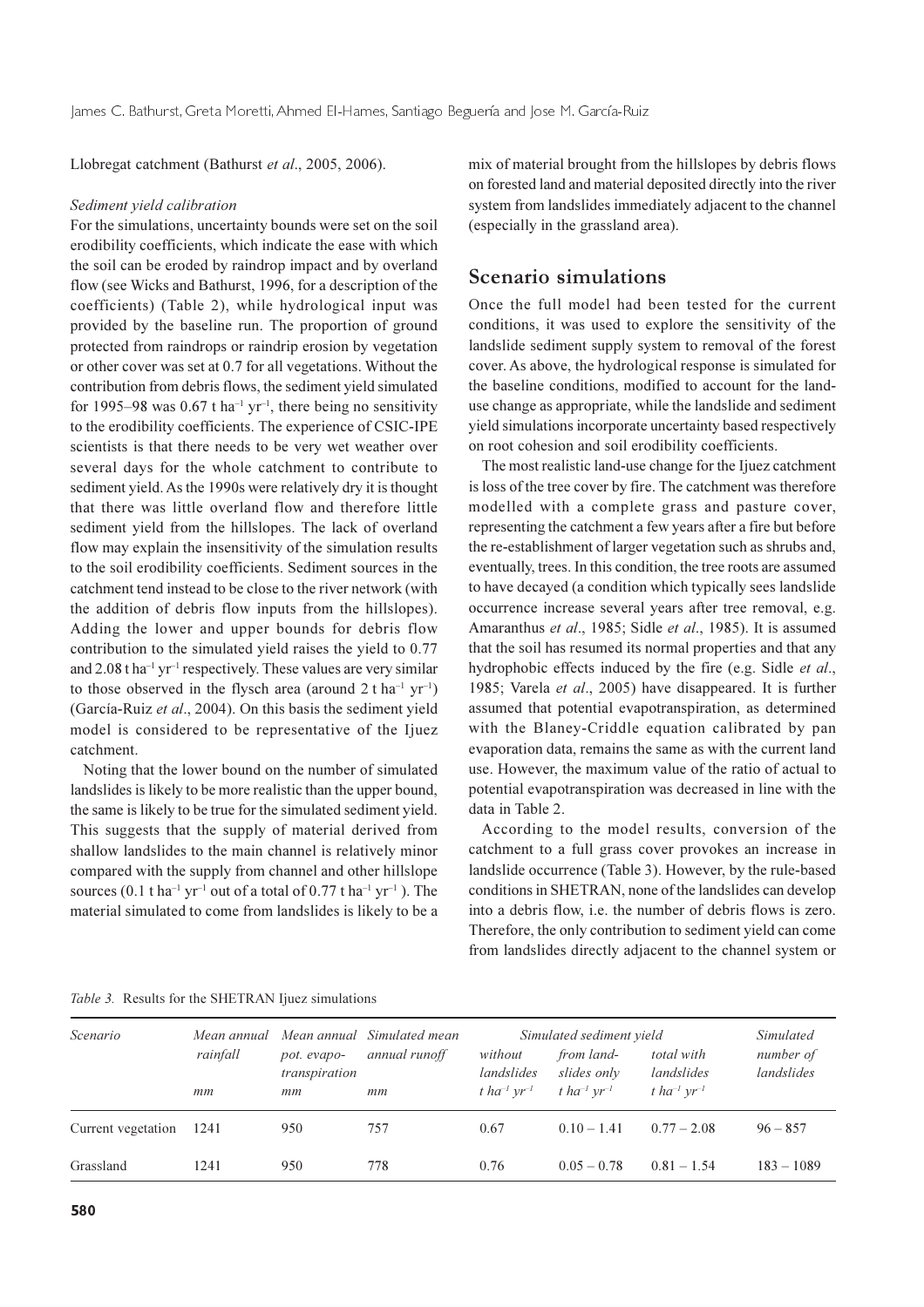Llobregat catchment (Bathurst *et al*., 2005, 2006).

*Sediment yield calibration*

For the simulations, uncertainty bounds were set on the soil erodibility coefficients, which indicate the ease with which the soil can be eroded by raindrop impact and by overland flow (see Wicks and Bathurst, 1996, for a description of the coefficients) (Table 2), while hydrological input was provided by the baseline run. The proportion of ground protected from raindrops or raindrip erosion by vegetation or other cover was set at 0.7 for all vegetations. Without the contribution from debris flows, the sediment yield simulated for 1995–98 was 0.67 t ha$^{-1}$ yr$^{-1}$, there being no sensitivity to the erodibility coefficients. The experience of CSIC-IPE scientists is that there needs to be very wet weather over several days for the whole catchment to contribute to sediment yield. As the 1990s were relatively dry it is thought that there was little overland flow and therefore little sediment yield from the hillslopes. The lack of overland flow may explain the insensitivity of the simulation results to the soil erodibility coefficients. Sediment sources in the catchment tend instead to be close to the river network (with the addition of debris flow inputs from the hillslopes). Adding the lower and upper bounds for debris flow contribution to the simulated yield raises the yield to 0.77 and 2.08 t ha$^{-1}$ yr$^{-1}$ respectively. These values are very similar to those observed in the flysch area (around 2 t ha$^{-1}$ yr$^{-1}$) (García-Ruiz *et al*., 2004). On this basis the sediment yield model is considered to be representative of the Ijuez catchment.

Noting that the lower bound on the number of simulated landslides is likely to be more realistic than the upper bound, the same is likely to be true for the simulated sediment yield. This suggests that the supply of material derived from shallow landslides to the main channel is relatively minor compared with the supply from channel and other hillslope sources (0.1 t ha$^{-1}$ yr$^{-1}$ out of a total of 0.77 t ha$^{-1}$ yr$^{-1}$ ). The material simulated to come from landslides is likely to be a mix of material brought from the hillslopes by debris flows on forested land and material deposited directly into the river system from landslides immediately adjacent to the channel (especially in the grassland area).

## Scenario simulations

Once the full model had been tested for the current conditions, it was used to explore the sensitivity of the landslide sediment supply system to removal of the forest cover. As above, the hydrological response is simulated for the baseline conditions, modified to account for the land-use change as appropriate, while the landslide and sediment yield simulations incorporate uncertainty based respectively on root cohesion and soil erodibility coefficients.

The most realistic land-use change for the Ijuez catchment is loss of the tree cover by fire. The catchment was therefore modelled with a complete grass and pasture cover, representing the catchment a few years after a fire but before the re-establishment of larger vegetation such as shrubs and, eventually, trees. In this condition, the tree roots are assumed to have decayed (a condition which typically sees landslide occurrence increase several years after tree removal, e.g. Amaranthus *et al*., 1985; Sidle *et al*., 1985). It is assumed that the soil has resumed its normal properties and that any hydrophobic effects induced by the fire (e.g. Sidle *et al*., 1985; Varela *et al*., 2005) have disappeared. It is further assumed that potential evapotranspiration, as determined with the Blaney-Criddle equation calibrated by pan evaporation data, remains the same as with the current land use. However, the maximum value of the ratio of actual to potential evapotranspiration was decreased in line with the data in Table 2.

According to the model results, conversion of the catchment to a full grass cover provokes an increase in landslide occurrence (Table 3). However, by the rule-based conditions in SHETRAN, none of the landslides can develop into a debris flow, i.e. the number of debris flows is zero. Therefore, the only contribution to sediment yield can come from landslides directly adjacent to the channel system or

*Table 3.* Results for the SHETRAN Ijuez simulations

| *Scenario* | *Mean annual rainfall* | *Mean annual pot. evapo-transpiration* | *Simulated mean annual runoff* | *Simulated sediment yield* | | | *Simulated number of landslides* |
|---|---|---|---|---|---|---|---|
| | | | | *without landslides* | *from land-slides only* | *total with landslides* | |
| | *mm* | *mm* | *mm* | *t ha$^{-1}$ yr$^{-1}$* | *t ha$^{-1}$ yr$^{-1}$* | *t ha$^{-1}$ yr$^{-1}$* | |
| Current vegetation | 1241 | 950 | 757 | 0.67 | 0.10 – 1.41 | 0.77 – 2.08 | 96 – 857 |
| Grassland | 1241 | 950 | 778 | 0.76 | 0.05 – 0.78 | 0.81 – 1.54 | 183 – 1089 |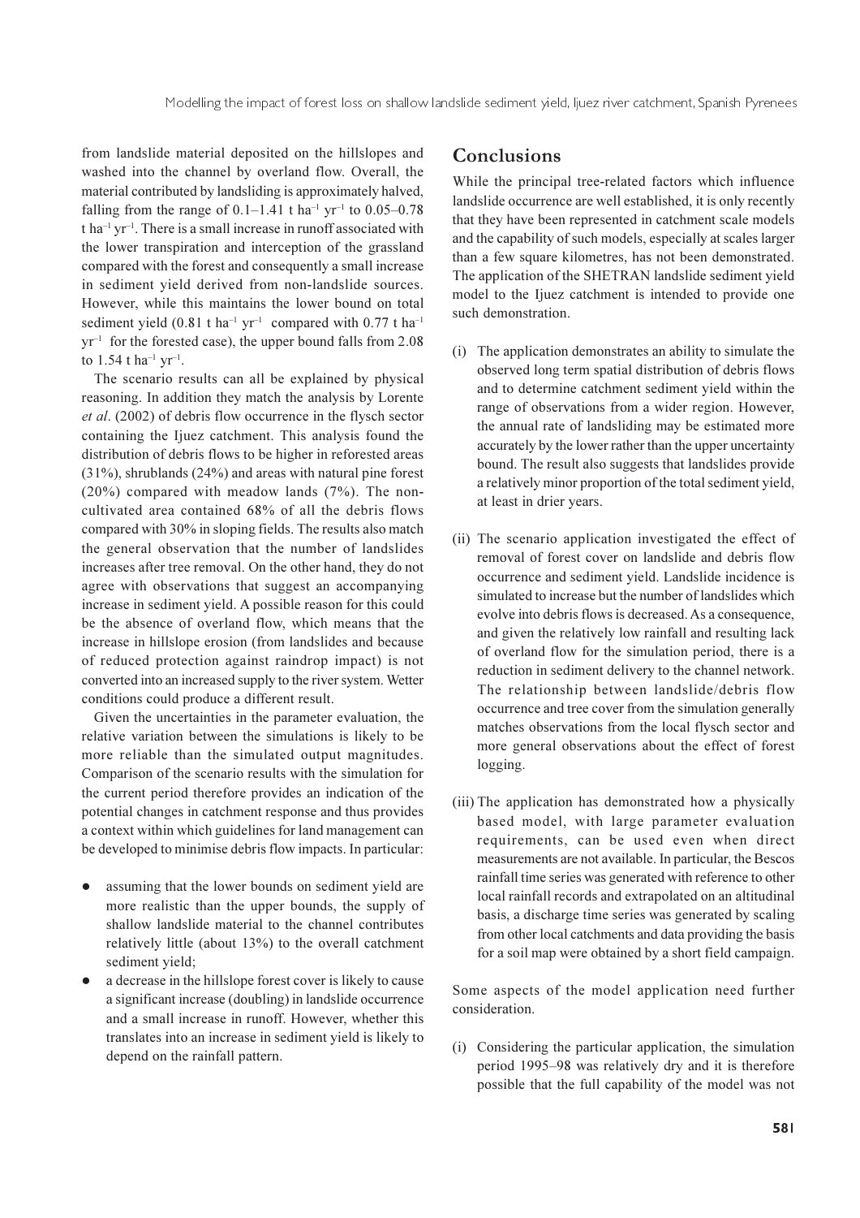from landslide material deposited on the hillslopes and washed into the channel by overland flow. Overall, the material contributed by landsliding is approximately halved, falling from the range of 0.1–1.41 t ha$^{-1}$ yr$^{-1}$ to 0.05–0.78 t ha$^{-1}$ yr$^{-1}$. There is a small increase in runoff associated with the lower transpiration and interception of the grassland compared with the forest and consequently a small increase in sediment yield derived from non-landslide sources. However, while this maintains the lower bound on total sediment yield (0.81 t ha$^{-1}$ yr$^{-1}$ compared with 0.77 t ha$^{-1}$ yr$^{-1}$ for the forested case), the upper bound falls from 2.08 to 1.54 t ha$^{-1}$ yr$^{-1}$.

The scenario results can all be explained by physical reasoning. In addition they match the analysis by Lorente *et al*. (2002) of debris flow occurrence in the flysch sector containing the Ijuez catchment. This analysis found the distribution of debris flows to be higher in reforested areas (31%), shrublands (24%) and areas with natural pine forest (20%) compared with meadow lands (7%). The non-cultivated area contained 68% of all the debris flows compared with 30% in sloping fields. The results also match the general observation that the number of landslides increases after tree removal. On the other hand, they do not agree with observations that suggest an accompanying increase in sediment yield. A possible reason for this could be the absence of overland flow, which means that the increase in hillslope erosion (from landslides and because of reduced protection against raindrop impact) is not converted into an increased supply to the river system. Wetter conditions could produce a different result.

Given the uncertainties in the parameter evaluation, the relative variation between the simulations is likely to be more reliable than the simulated output magnitudes. Comparison of the scenario results with the simulation for the current period therefore provides an indication of the potential changes in catchment response and thus provides a context within which guidelines for land management can be developed to minimise debris flow impacts. In particular:

- assuming that the lower bounds on sediment yield are more realistic than the upper bounds, the supply of shallow landslide material to the channel contributes relatively little (about 13%) to the overall catchment sediment yield;
- a decrease in the hillslope forest cover is likely to cause a significant increase (doubling) in landslide occurrence and a small increase in runoff. However, whether this translates into an increase in sediment yield is likely to depend on the rainfall pattern.

## Conclusions

While the principal tree-related factors which influence landslide occurrence are well established, it is only recently that they have been represented in catchment scale models and the capability of such models, especially at scales larger than a few square kilometres, has not been demonstrated. The application of the SHETRAN landslide sediment yield model to the Ijuez catchment is intended to provide one such demonstration.

(i) The application demonstrates an ability to simulate the observed long term spatial distribution of debris flows and to determine catchment sediment yield within the range of observations from a wider region. However, the annual rate of landsliding may be estimated more accurately by the lower rather than the upper uncertainty bound. The result also suggests that landslides provide a relatively minor proportion of the total sediment yield, at least in drier years.

(ii) The scenario application investigated the effect of removal of forest cover on landslide and debris flow occurrence and sediment yield. Landslide incidence is simulated to increase but the number of landslides which evolve into debris flows is decreased. As a consequence, and given the relatively low rainfall and resulting lack of overland flow for the simulation period, there is a reduction in sediment delivery to the channel network. The relationship between landslide/debris flow occurrence and tree cover from the simulation generally matches observations from the local flysch sector and more general observations about the effect of forest logging.

(iii) The application has demonstrated how a physically based model, with large parameter evaluation requirements, can be used even when direct measurements are not available. In particular, the Bescos rainfall time series was generated with reference to other local rainfall records and extrapolated on an altitudinal basis, a discharge time series was generated by scaling from other local catchments and data providing the basis for a soil map were obtained by a short field campaign.

Some aspects of the model application need further consideration.

(i) Considering the particular application, the simulation period 1995–98 was relatively dry and it is therefore possible that the full capability of the model was not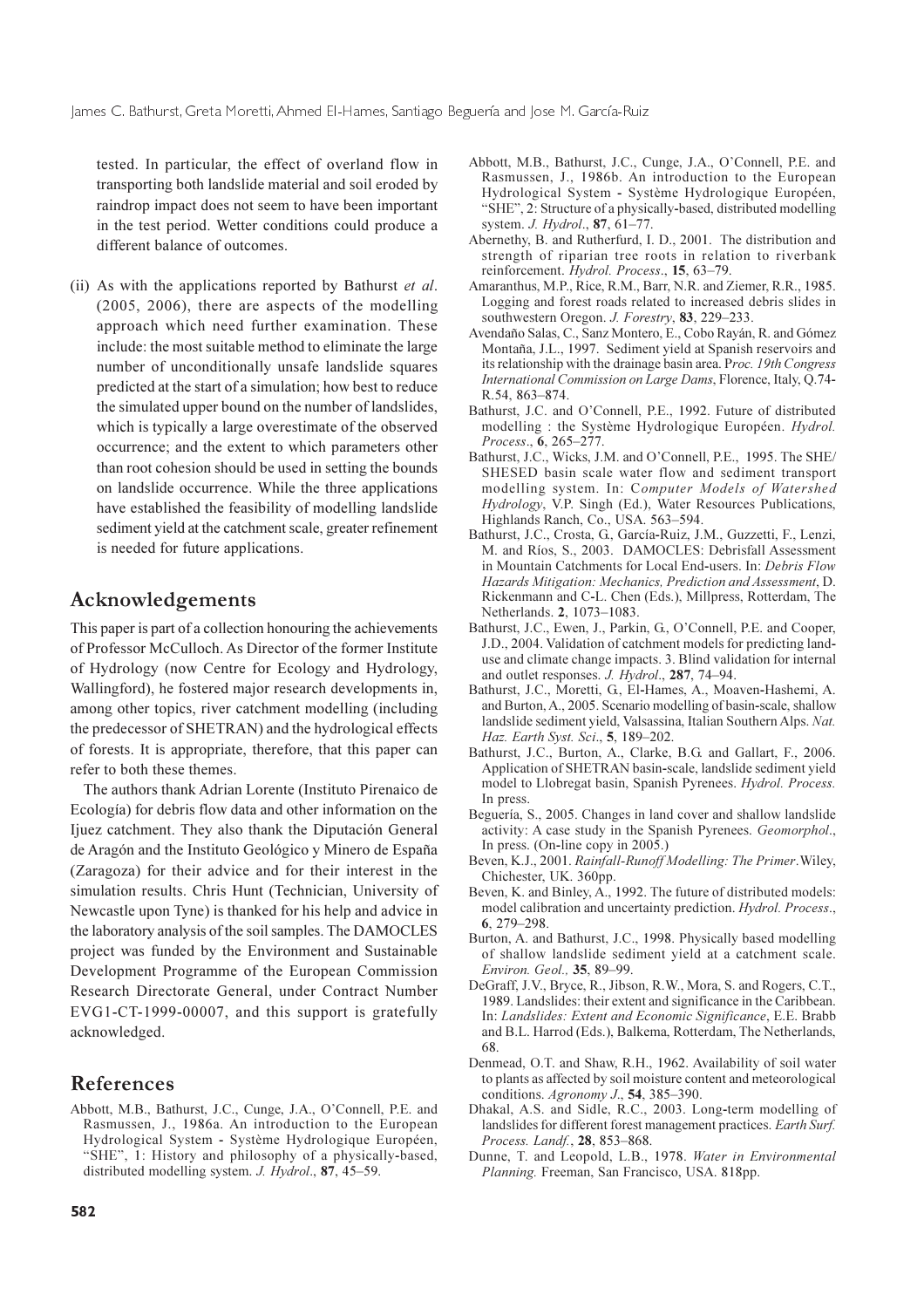tested. In particular, the effect of overland flow in transporting both landslide material and soil eroded by raindrop impact does not seem to have been important in the test period. Wetter conditions could produce a different balance of outcomes.

(ii) As with the applications reported by Bathurst *et al*. (2005, 2006), there are aspects of the modelling approach which need further examination. These include: the most suitable method to eliminate the large number of unconditionally unsafe landslide squares predicted at the start of a simulation; how best to reduce the simulated upper bound on the number of landslides, which is typically a large overestimate of the observed occurrence; and the extent to which parameters other than root cohesion should be used in setting the bounds on landslide occurrence. While the three applications have established the feasibility of modelling landslide sediment yield at the catchment scale, greater refinement is needed for future applications.

## Acknowledgements

This paper is part of a collection honouring the achievements of Professor McCulloch. As Director of the former Institute of Hydrology (now Centre for Ecology and Hydrology, Wallingford), he fostered major research developments in, among other topics, river catchment modelling (including the predecessor of SHETRAN) and the hydrological effects of forests. It is appropriate, therefore, that this paper can refer to both these themes.

The authors thank Adrian Lorente (Instituto Pirenaico de Ecología) for debris flow data and other information on the Ijuez catchment. They also thank the Diputación General de Aragón and the Instituto Geológico y Minero de España (Zaragoza) for their advice and for their interest in the simulation results. Chris Hunt (Technician, University of Newcastle upon Tyne) is thanked for his help and advice in the laboratory analysis of the soil samples. The DAMOCLES project was funded by the Environment and Sustainable Development Programme of the European Commission Research Directorate General, under Contract Number EVG1-CT-1999-00007, and this support is gratefully acknowledged.

## References

Abbott, M.B., Bathurst, J.C., Cunge, J.A., O'Connell, P.E. and Rasmussen, J., 1986a. An introduction to the European Hydrological System - Système Hydrologique Européen, "SHE", 1: History and philosophy of a physically-based, distributed modelling system. *J. Hydrol*., **87**, 45–59.

Abbott, M.B., Bathurst, J.C., Cunge, J.A., O'Connell, P.E. and Rasmussen, J., 1986b. An introduction to the European Hydrological System - Système Hydrologique Européen, "SHE", 2: Structure of a physically-based, distributed modelling system. *J. Hydrol*., **87**, 61–77.

Abernethy, B. and Rutherfurd, I. D., 2001. The distribution and strength of riparian tree roots in relation to riverbank reinforcement. *Hydrol. Process*., **15**, 63–79.

Amaranthus, M.P., Rice, R.M., Barr, N.R. and Ziemer, R.R., 1985. Logging and forest roads related to increased debris slides in southwestern Oregon. *J. Forestry*, **83**, 229–233.

Avendaño Salas, C., Sanz Montero, E., Cobo Rayán, R. and Gómez Montaña, J.L., 1997. Sediment yield at Spanish reservoirs and its relationship with the drainage basin area. *Proc. 19th Congress International Commission on Large Dams*, Florence, Italy, Q.74-R.54, 863–874.

Bathurst, J.C. and O'Connell, P.E., 1992. Future of distributed modelling : the Système Hydrologique Européen. *Hydrol. Process*., **6**, 265–277.

Bathurst, J.C., Wicks, J.M. and O'Connell, P.E., 1995. The SHE/SHESED basin scale water flow and sediment transport modelling system. In: *Computer Models of Watershed Hydrology*, V.P. Singh (Ed.), Water Resources Publications, Highlands Ranch, Co., USA. 563–594.

Bathurst, J.C., Crosta, G., García-Ruiz, J.M., Guzzetti, F., Lenzi, M. and Ríos, S., 2003. DAMOCLES: Debrisfall Assessment in Mountain Catchments for Local End-users. In: *Debris Flow Hazards Mitigation: Mechanics, Prediction and Assessment*, D. Rickenmann and C-L. Chen (Eds.), Millpress, Rotterdam, The Netherlands. **2**, 1073–1083.

Bathurst, J.C., Ewen, J., Parkin, G., O'Connell, P.E. and Cooper, J.D., 2004. Validation of catchment models for predicting land-use and climate change impacts. 3. Blind validation for internal and outlet responses. *J. Hydrol*., **287**, 74–94.

Bathurst, J.C., Moretti, G., El-Hames, A., Moaven-Hashemi, A. and Burton, A., 2005. Scenario modelling of basin-scale, shallow landslide sediment yield, Valsassina, Italian Southern Alps. *Nat. Haz. Earth Syst. Sci*., **5**, 189–202.

Bathurst, J.C., Burton, A., Clarke, B.G. and Gallart, F., 2006. Application of SHETRAN basin-scale, landslide sediment yield model to Llobregat basin, Spanish Pyrenees. *Hydrol. Process.* In press.

Beguería, S., 2005. Changes in land cover and shallow landslide activity: A case study in the Spanish Pyrenees. *Geomorphol*., In press. (On-line copy in 2005.)

Beven, K.J., 2001. *Rainfall-Runoff Modelling: The Primer*. Wiley, Chichester, UK. 360pp.

Beven, K. and Binley, A., 1992. The future of distributed models: model calibration and uncertainty prediction. *Hydrol. Process*., **6**, 279–298.

Burton, A. and Bathurst, J.C., 1998. Physically based modelling of shallow landslide sediment yield at a catchment scale. *Environ. Geol.,* **35**, 89–99.

DeGraff, J.V., Bryce, R., Jibson, R.W., Mora, S. and Rogers, C.T., 1989. Landslides: their extent and significance in the Caribbean. In: *Landslides: Extent and Economic Significance*, E.E. Brabb and B.L. Harrod (Eds.), Balkema, Rotterdam, The Netherlands, 68.

Denmead, O.T. and Shaw, R.H., 1962. Availability of soil water to plants as affected by soil moisture content and meteorological conditions. *Agronomy J*., **54**, 385–390.

Dhakal, A.S. and Sidle, R.C., 2003. Long-term modelling of landslides for different forest management practices. *Earth Surf. Process. Landf.*, **28**, 853–868.

Dunne, T. and Leopold, L.B., 1978. *Water in Environmental Planning.* Freeman, San Francisco, USA. 818pp.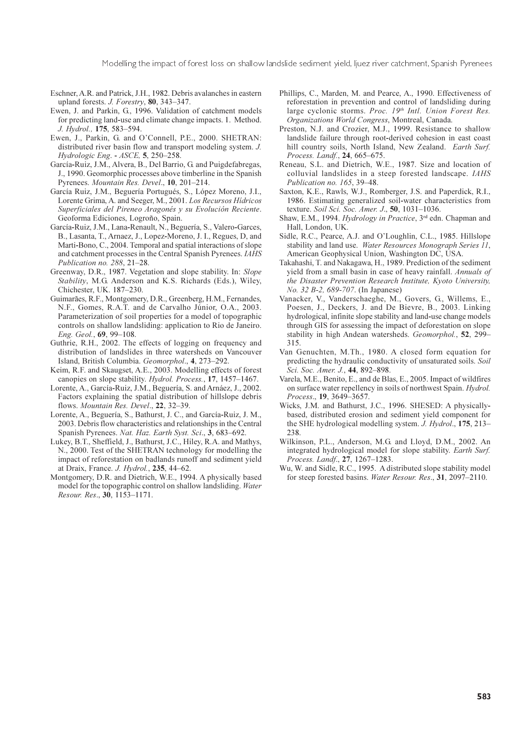Eschner, A.R. and Patrick, J.H., 1982. Debris avalanches in eastern upland forests. *J. Forestry*, **80**, 343–347.

Ewen, J. and Parkin, G., 1996. Validation of catchment models for predicting land-use and climate change impacts. 1. Method. *J. Hydrol.,* **175**, 583–594.

Ewen, J., Parkin, G. and O'Connell, P.E., 2000. SHETRAN: distributed river basin flow and transport modeling system. *J. Hydrologic Eng. - ASCE,* **5**, 250–258.

García-Ruiz, J.M., Alvera, B., Del Barrio, G. and Puigdefabregas, J., 1990. Geomorphic processes above timberline in the Spanish Pyrenees. *Mountain Res. Devel*., **10**, 201–214.

García Ruiz, J.M., Beguería Portugués, S., López Moreno, J.I., Lorente Grima, A. and Seeger, M., 2001. *Los Recursos Hídricos Superficiales del Pireneo Aragonés y su Evolución Reciente*. Geoforma Ediciones, Logroño, Spain.

García-Ruiz, J.M., Lana-Renault, N., Beguería, S., Valero-Garces, B., Lasanta, T., Arnaez, J., Lopez-Moreno, J. I., Regues, D, and Marti-Bono, C., 2004. Temporal and spatial interactions of slope and catchment processes in the Central Spanish Pyrenees. *IAHS Publication no. 288*, 21–28.

Greenway, D.R., 1987. Vegetation and slope stability. In: *Slope Stability*, M.G. Anderson and K.S. Richards (Eds.), Wiley, Chichester, UK. 187–230.

Guimarães, R.F., Montgomery, D.R., Greenberg, H.M., Fernandes, N.F., Gomes, R.A.T. and de Carvalho Júnior, O.A., 2003. Parameterization of soil properties for a model of topographic controls on shallow landsliding: application to Rio de Janeiro. *Eng. Geol.*, **69**, 99–108.

Guthrie, R.H., 2002. The effects of logging on frequency and distribution of landslides in three watersheds on Vancouver Island, British Columbia. *Geomorphol*., **4**, 273–292.

Keim, R.F. and Skaugset, A.E., 2003. Modelling effects of forest canopies on slope stability. *Hydrol. Process.*, **17**, 1457–1467.

Lorente, A., García-Ruiz, J.M., Beguería, S. and Arnáez, J., 2002. Factors explaining the spatial distribution of hillslope debris flows. *Mountain Res. Devel*., **22**, 32–39.

Lorente, A., Beguería, S., Bathurst, J. C., and García-Ruiz, J. M., 2003. Debris flow characteristics and relationships in the Central Spanish Pyrenees. *Nat. Haz. Earth Syst. Sci*., **3**, 683–692.

Lukey, B.T., Sheffield, J., Bathurst, J.C., Hiley, R.A. and Mathys, N., 2000. Test of the SHETRAN technology for modelling the impact of reforestation on badlands runoff and sediment yield at Draix, France. *J. Hydrol.*, **235**, 44–62.

Montgomery, D.R. and Dietrich, W.E., 1994. A physically based model for the topographic control on shallow landsliding. *Water Resour. Res*., **30**, 1153–1171.

Phillips, C., Marden, M. and Pearce, A., 1990. Effectiveness of reforestation in prevention and control of landsliding during large cyclonic storms. *Proc. 19th Intl. Union Forest Res. Organizations World Congress*, Montreal, Canada.

Preston, N.J. and Crozier, M.J., 1999. Resistance to shallow landslide failure through root-derived cohesion in east coast hill country soils, North Island, New Zealand. *Earth Surf. Process. Landf.*, **24**, 665–675.

Reneau, S.L. and Dietrich, W.E., 1987. Size and location of colluvial landslides in a steep forested landscape. *IAHS Publication no. 165*, 39–48.

Saxton, K.E., Rawls, W.J., Romberger, J.S. and Paperdick, R.I., 1986. Estimating generalized soil-water characteristics from texture. *Soil Sci. Soc. Amer. J*., **50**, 1031–1036.

Shaw, E.M., 1994. *Hydrology in Practice*, 3rd edn. Chapman and Hall, London, UK.

Sidle, R.C., Pearce, A.J. and O'Loughlin, C.L., 1985. Hillslope stability and land use. *Water Resources Monograph Series 11*, American Geophysical Union, Washington DC, USA.

Takahashi, T. and Nakagawa, H., 1989. Prediction of the sediment yield from a small basin in case of heavy rainfall. *Annuals of the Disaster Prevention Research Institute, Kyoto University, No. 32 B-2, 689-707*. (In Japanese)

Vanacker, V., Vanderschaeghe, M., Govers, G., Willems, E., Poesen, J., Deckers, J. and De Bievre, B., 2003. Linking hydrological, infinite slope stability and land-use change models through GIS for assessing the impact of deforestation on slope stability in high Andean watersheds. *Geomorphol.*, **52**, 299–315.

Van Genuchten, M.Th., 1980. A closed form equation for predicting the hydraulic conductivity of unsaturated soils. *Soil Sci. Soc. Amer. J.*, **44**, 892–898.

Varela, M.E., Benito, E., and de Blas, E., 2005. Impact of wildfires on surface water repellency in soils of northwest Spain. *Hydrol. Process*., **19**, 3649–3657.

Wicks, J.M. and Bathurst, J.C., 1996. SHESED: A physically-based, distributed erosion and sediment yield component for the SHE hydrological modelling system. *J. Hydrol*., **175**, 213–238.

Wilkinson, P.L., Anderson, M.G. and Lloyd, D.M., 2002. An integrated hydrological model for slope stability. *Earth Surf. Process. Landf*., **27**, 1267–1283.

Wu, W. and Sidle, R.C., 1995. A distributed slope stability model for steep forested basins. *Water Resour. Res*., **31**, 2097–2110.